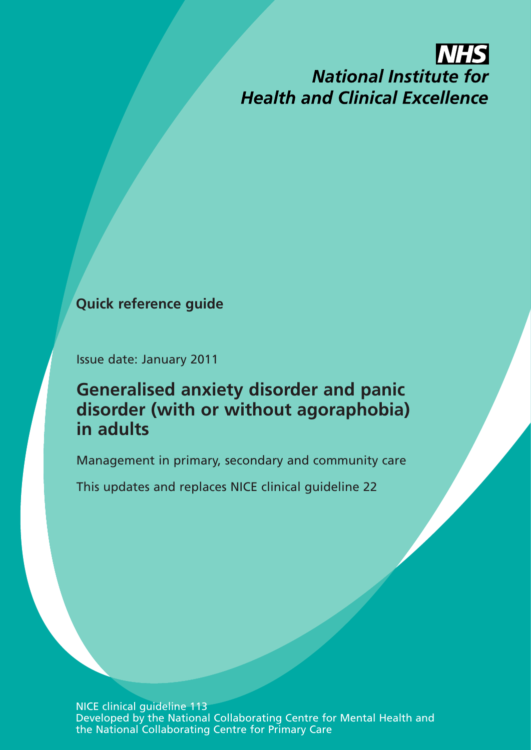**NHS**

***National Institute for Health and Clinical Excellence***

**Quick reference guide**

Issue date: January 2011

# Generalised anxiety disorder and panic disorder (with or without agoraphobia) in adults

Management in primary, secondary and community care

This updates and replaces NICE clinical guideline 22

NICE clinical guideline 113
Developed by the National Collaborating Centre for Mental Health and the National Collaborating Centre for Primary Care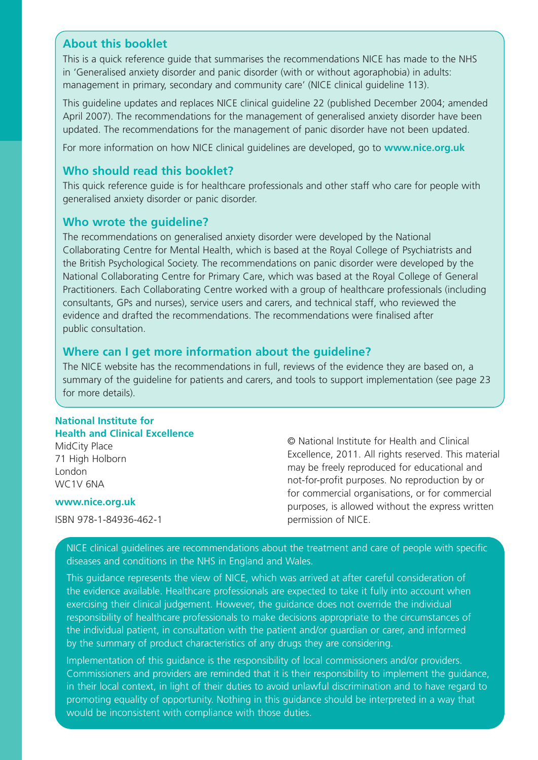## About this booklet

This is a quick reference guide that summarises the recommendations NICE has made to the NHS in 'Generalised anxiety disorder and panic disorder (with or without agoraphobia) in adults: management in primary, secondary and community care' (NICE clinical guideline 113).

This guideline updates and replaces NICE clinical guideline 22 (published December 2004; amended April 2007). The recommendations for the management of generalised anxiety disorder have been updated. The recommendations for the management of panic disorder have not been updated.

For more information on how NICE clinical guidelines are developed, go to **www.nice.org.uk**

## Who should read this booklet?

This quick reference guide is for healthcare professionals and other staff who care for people with generalised anxiety disorder or panic disorder.

## Who wrote the guideline?

The recommendations on generalised anxiety disorder were developed by the National Collaborating Centre for Mental Health, which is based at the Royal College of Psychiatrists and the British Psychological Society. The recommendations on panic disorder were developed by the National Collaborating Centre for Primary Care, which was based at the Royal College of General Practitioners. Each Collaborating Centre worked with a group of healthcare professionals (including consultants, GPs and nurses), service users and carers, and technical staff, who reviewed the evidence and drafted the recommendations. The recommendations were finalised after public consultation.

## Where can I get more information about the guideline?

The NICE website has the recommendations in full, reviews of the evidence they are based on, a summary of the guideline for patients and carers, and tools to support implementation (see page 23 for more details).

**National Institute for Health and Clinical Excellence**
MidCity Place
71 High Holborn
London
WC1V 6NA

**www.nice.org.uk**

ISBN 978-1-84936-462-1

© National Institute for Health and Clinical Excellence, 2011. All rights reserved. This material may be freely reproduced for educational and not-for-profit purposes. No reproduction by or for commercial organisations, or for commercial purposes, is allowed without the express written permission of NICE.

NICE clinical guidelines are recommendations about the treatment and care of people with specific diseases and conditions in the NHS in England and Wales.

This guidance represents the view of NICE, which was arrived at after careful consideration of the evidence available. Healthcare professionals are expected to take it fully into account when exercising their clinical judgement. However, the guidance does not override the individual responsibility of healthcare professionals to make decisions appropriate to the circumstances of the individual patient, in consultation with the patient and/or guardian or carer, and informed by the summary of product characteristics of any drugs they are considering.

Implementation of this guidance is the responsibility of local commissioners and/or providers. Commissioners and providers are reminded that it is their responsibility to implement the guidance, in their local context, in light of their duties to avoid unlawful discrimination and to have regard to promoting equality of opportunity. Nothing in this guidance should be interpreted in a way that would be inconsistent with compliance with those duties.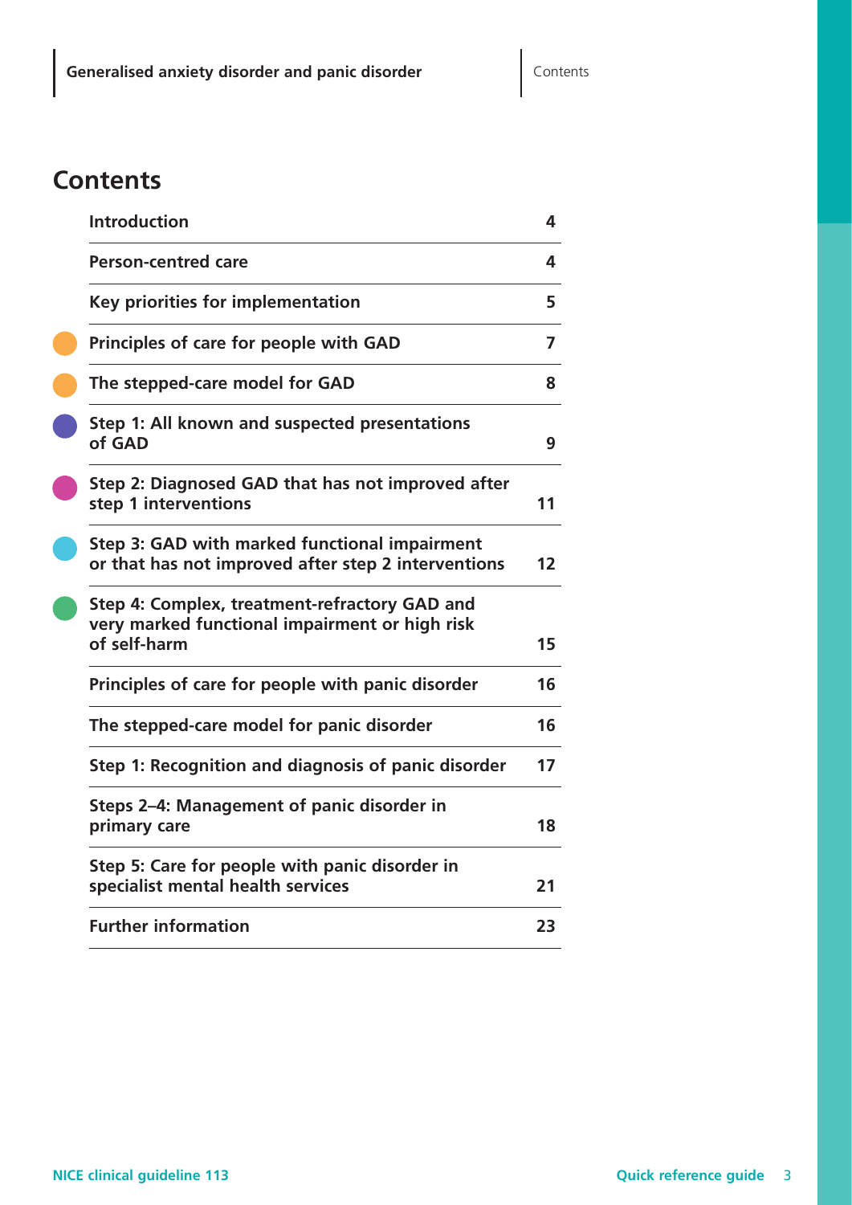# Contents

| | |
|---|---|
| **Introduction** | **4** |
| **Person-centred care** | **4** |
| **Key priorities for implementation** | **5** |
| **Principles of care for people with GAD** | **7** |
| **The stepped-care model for GAD** | **8** |
| **Step 1: All known and suspected presentations of GAD** | **9** |
| **Step 2: Diagnosed GAD that has not improved after step 1 interventions** | **11** |
| **Step 3: GAD with marked functional impairment or that has not improved after step 2 interventions** | **12** |
| **Step 4: Complex, treatment-refractory GAD and very marked functional impairment or high risk of self-harm** | **15** |
| **Principles of care for people with panic disorder** | **16** |
| **The stepped-care model for panic disorder** | **16** |
| **Step 1: Recognition and diagnosis of panic disorder** | **17** |
| **Steps 2–4: Management of panic disorder in primary care** | **18** |
| **Step 5: Care for people with panic disorder in specialist mental health services** | **21** |
| **Further information** | **23** |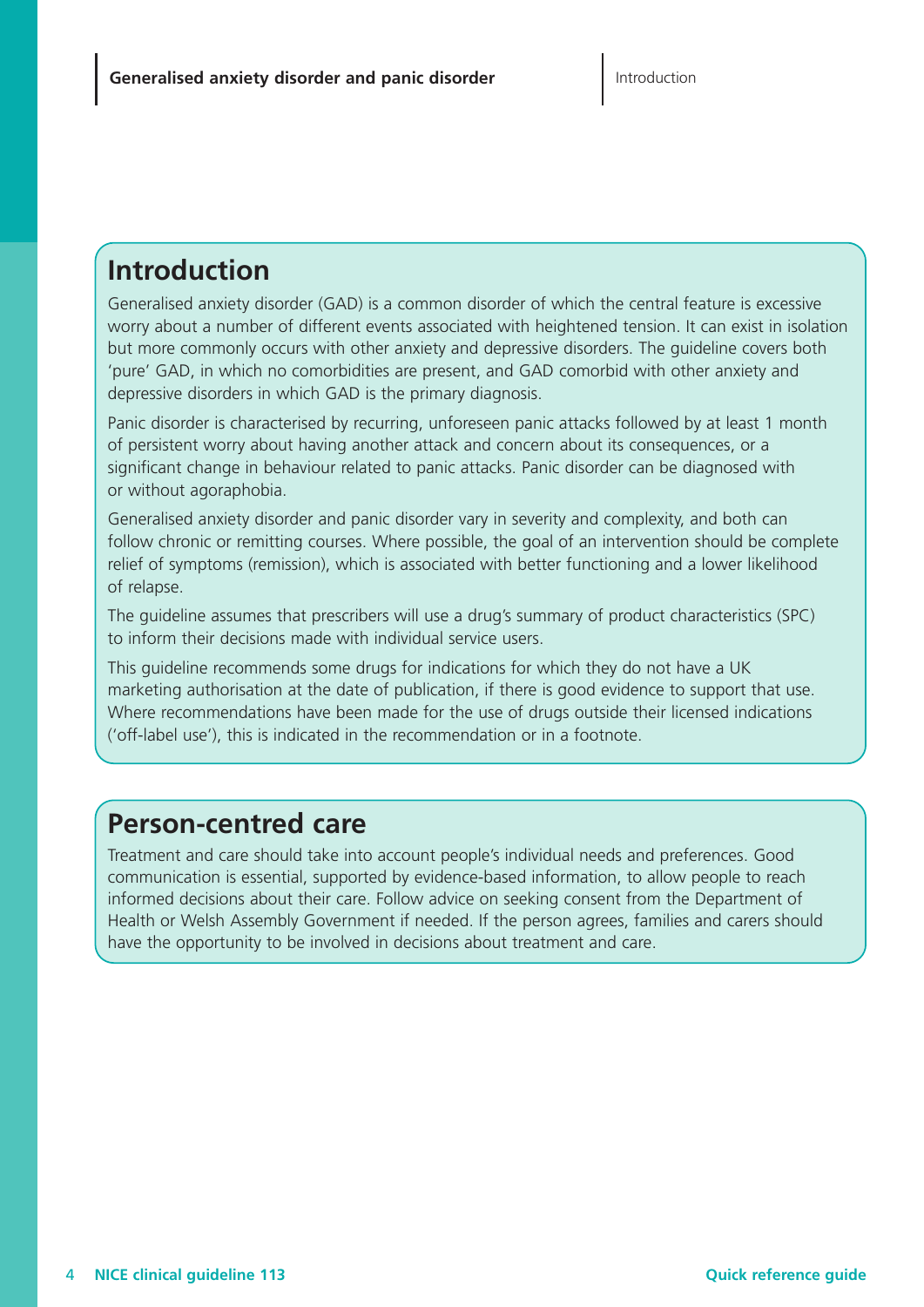## Introduction

Generalised anxiety disorder (GAD) is a common disorder of which the central feature is excessive worry about a number of different events associated with heightened tension. It can exist in isolation but more commonly occurs with other anxiety and depressive disorders. The guideline covers both 'pure' GAD, in which no comorbidities are present, and GAD comorbid with other anxiety and depressive disorders in which GAD is the primary diagnosis.

Panic disorder is characterised by recurring, unforeseen panic attacks followed by at least 1 month of persistent worry about having another attack and concern about its consequences, or a significant change in behaviour related to panic attacks. Panic disorder can be diagnosed with or without agoraphobia.

Generalised anxiety disorder and panic disorder vary in severity and complexity, and both can follow chronic or remitting courses. Where possible, the goal of an intervention should be complete relief of symptoms (remission), which is associated with better functioning and a lower likelihood of relapse.

The guideline assumes that prescribers will use a drug's summary of product characteristics (SPC) to inform their decisions made with individual service users.

This guideline recommends some drugs for indications for which they do not have a UK marketing authorisation at the date of publication, if there is good evidence to support that use. Where recommendations have been made for the use of drugs outside their licensed indications ('off-label use'), this is indicated in the recommendation or in a footnote.

## Person-centred care

Treatment and care should take into account people's individual needs and preferences. Good communication is essential, supported by evidence-based information, to allow people to reach informed decisions about their care. Follow advice on seeking consent from the Department of Health or Welsh Assembly Government if needed. If the person agrees, families and carers should have the opportunity to be involved in decisions about treatment and care.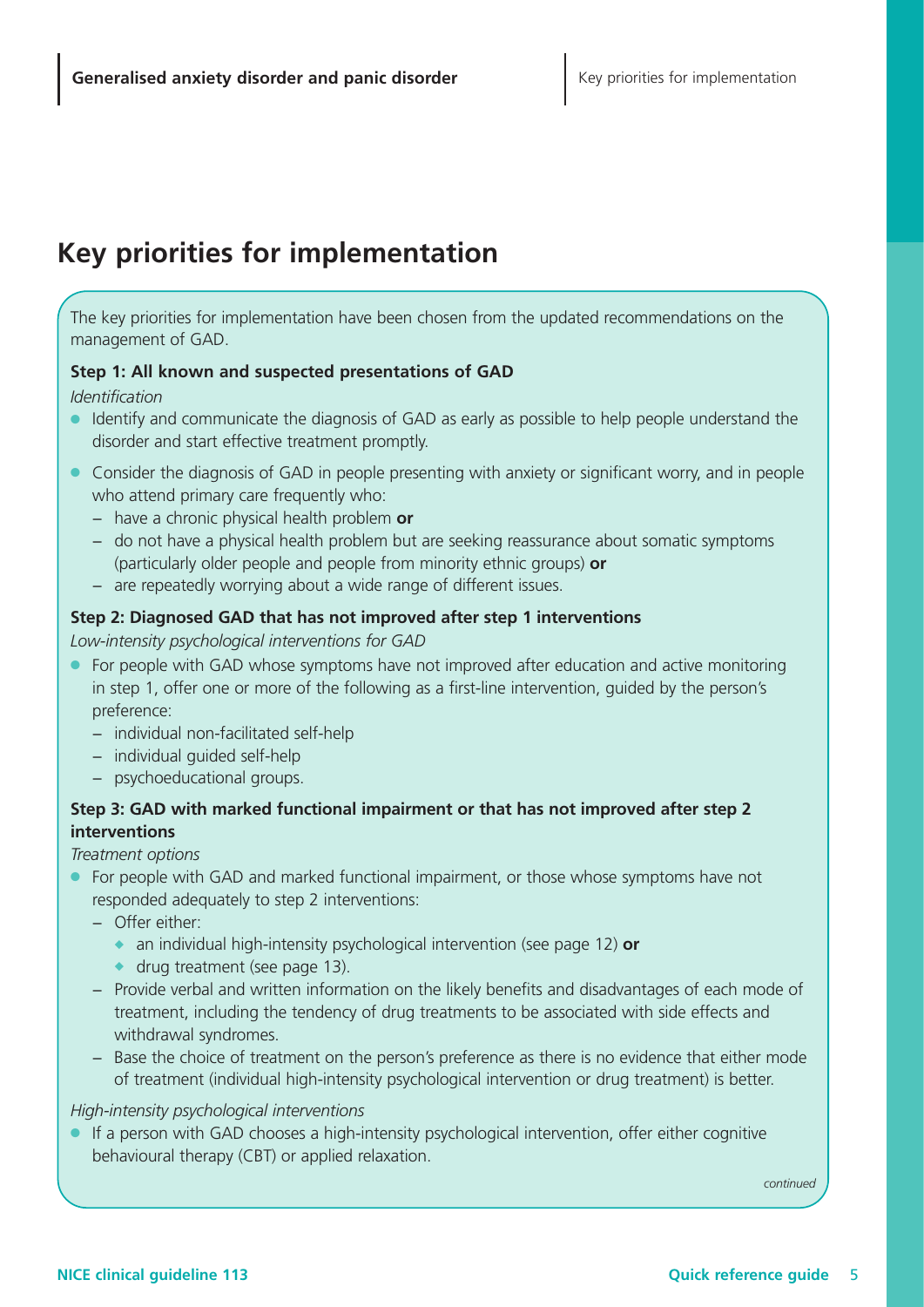# Key priorities for implementation

The key priorities for implementation have been chosen from the updated recommendations on the management of GAD.

**Step 1: All known and suspected presentations of GAD**

*Identification*

- Identify and communicate the diagnosis of GAD as early as possible to help people understand the disorder and start effective treatment promptly.
- Consider the diagnosis of GAD in people presenting with anxiety or significant worry, and in people who attend primary care frequently who:
  - have a chronic physical health problem **or**
  - do not have a physical health problem but are seeking reassurance about somatic symptoms (particularly older people and people from minority ethnic groups) **or**
  - are repeatedly worrying about a wide range of different issues.

**Step 2: Diagnosed GAD that has not improved after step 1 interventions**

*Low-intensity psychological interventions for GAD*

- For people with GAD whose symptoms have not improved after education and active monitoring in step 1, offer one or more of the following as a first-line intervention, guided by the person's preference:
  - individual non-facilitated self-help
  - individual guided self-help
  - psychoeducational groups.

**Step 3: GAD with marked functional impairment or that has not improved after step 2 interventions**

*Treatment options*

- For people with GAD and marked functional impairment, or those whose symptoms have not responded adequately to step 2 interventions:
  - Offer either:
    - an individual high-intensity psychological intervention (see page 12) **or**
    - drug treatment (see page 13).
  - Provide verbal and written information on the likely benefits and disadvantages of each mode of treatment, including the tendency of drug treatments to be associated with side effects and withdrawal syndromes.
  - Base the choice of treatment on the person's preference as there is no evidence that either mode of treatment (individual high-intensity psychological intervention or drug treatment) is better.

*High-intensity psychological interventions*

- If a person with GAD chooses a high-intensity psychological intervention, offer either cognitive behavioural therapy (CBT) or applied relaxation.

*continued*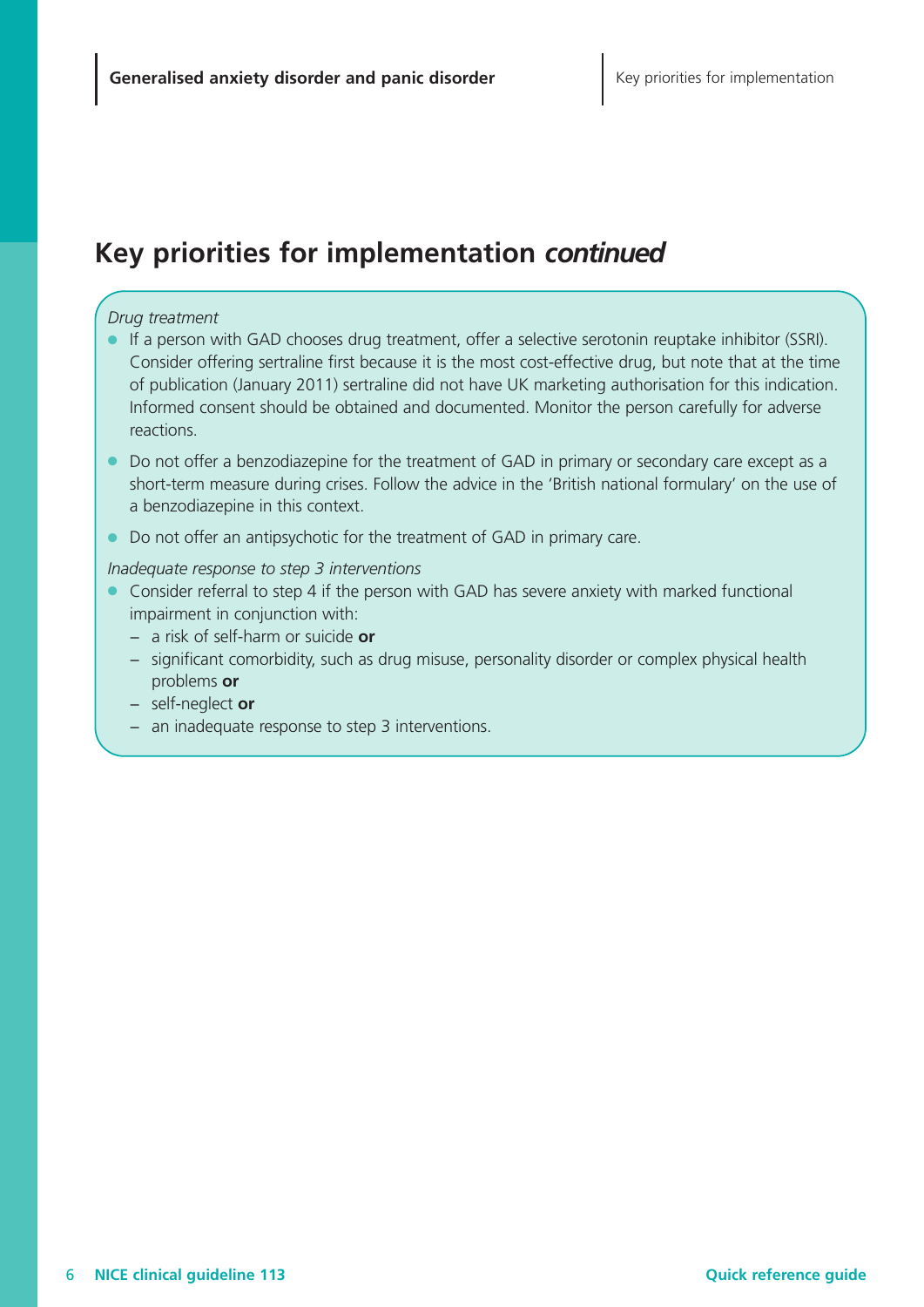## Key priorities for implementation *continued*

*Drug treatment*

- If a person with GAD chooses drug treatment, offer a selective serotonin reuptake inhibitor (SSRI). Consider offering sertraline first because it is the most cost-effective drug, but note that at the time of publication (January 2011) sertraline did not have UK marketing authorisation for this indication. Informed consent should be obtained and documented. Monitor the person carefully for adverse reactions.
- Do not offer a benzodiazepine for the treatment of GAD in primary or secondary care except as a short-term measure during crises. Follow the advice in the 'British national formulary' on the use of a benzodiazepine in this context.
- Do not offer an antipsychotic for the treatment of GAD in primary care.

*Inadequate response to step 3 interventions*

- Consider referral to step 4 if the person with GAD has severe anxiety with marked functional impairment in conjunction with:
  - a risk of self-harm or suicide **or**
  - significant comorbidity, such as drug misuse, personality disorder or complex physical health problems **or**
  - self-neglect **or**
  - an inadequate response to step 3 interventions.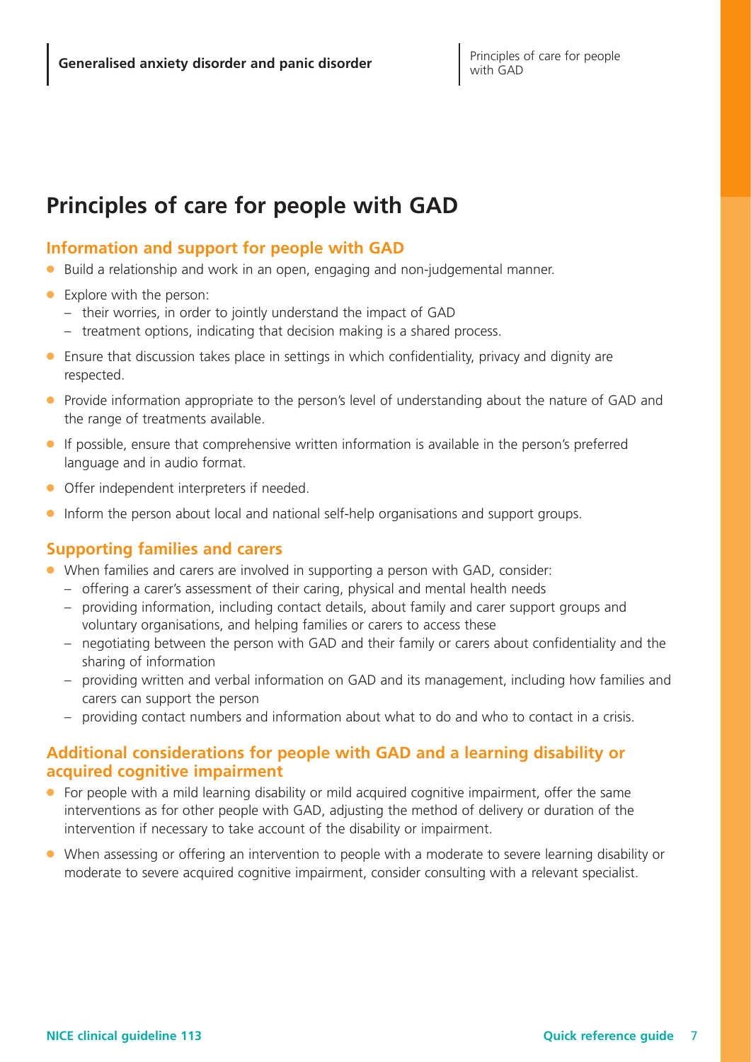# Principles of care for people with GAD

## Information and support for people with GAD

- Build a relationship and work in an open, engaging and non-judgemental manner.
- Explore with the person:
  - their worries, in order to jointly understand the impact of GAD
  - treatment options, indicating that decision making is a shared process.
- Ensure that discussion takes place in settings in which confidentiality, privacy and dignity are respected.
- Provide information appropriate to the person's level of understanding about the nature of GAD and the range of treatments available.
- If possible, ensure that comprehensive written information is available in the person's preferred language and in audio format.
- Offer independent interpreters if needed.
- Inform the person about local and national self-help organisations and support groups.

## Supporting families and carers

- When families and carers are involved in supporting a person with GAD, consider:
  - offering a carer's assessment of their caring, physical and mental health needs
  - providing information, including contact details, about family and carer support groups and voluntary organisations, and helping families or carers to access these
  - negotiating between the person with GAD and their family or carers about confidentiality and the sharing of information
  - providing written and verbal information on GAD and its management, including how families and carers can support the person
  - providing contact numbers and information about what to do and who to contact in a crisis.

## Additional considerations for people with GAD and a learning disability or acquired cognitive impairment

- For people with a mild learning disability or mild acquired cognitive impairment, offer the same interventions as for other people with GAD, adjusting the method of delivery or duration of the intervention if necessary to take account of the disability or impairment.
- When assessing or offering an intervention to people with a moderate to severe learning disability or moderate to severe acquired cognitive impairment, consider consulting with a relevant specialist.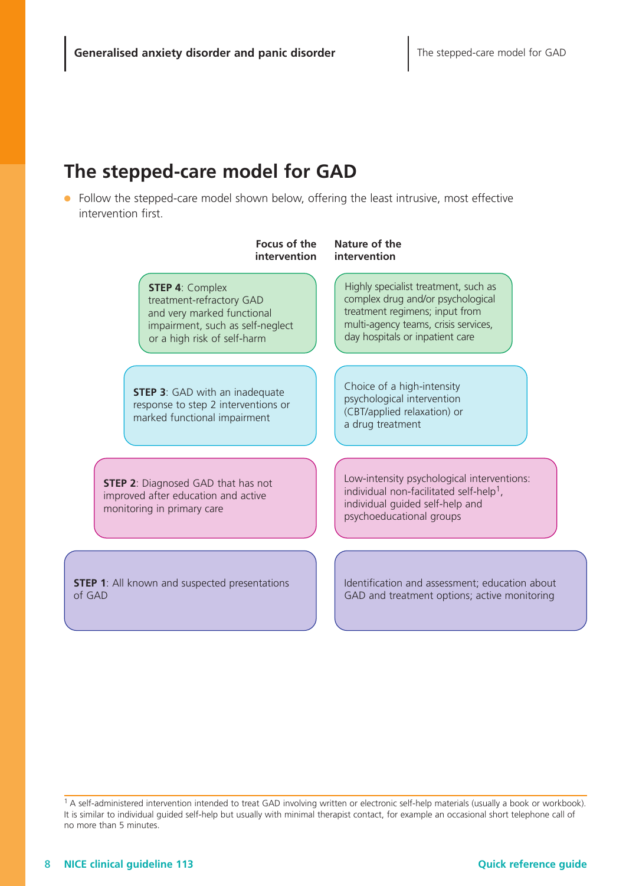## The stepped-care model for GAD

- Follow the stepped-care model shown below, offering the least intrusive, most effective intervention first.

| Focus of the intervention | Nature of the intervention |
|---|---|
| **STEP 4**: Complex treatment-refractory GAD and very marked functional impairment, such as self-neglect or a high risk of self-harm | Highly specialist treatment, such as complex drug and/or psychological treatment regimens; input from multi-agency teams, crisis services, day hospitals or inpatient care |
| **STEP 3**: GAD with an inadequate response to step 2 interventions or marked functional impairment | Choice of a high-intensity psychological intervention (CBT/applied relaxation) or a drug treatment |
| **STEP 2**: Diagnosed GAD that has not improved after education and active monitoring in primary care | Low-intensity psychological interventions: individual non-facilitated self-help[1], individual guided self-help and psychoeducational groups |
| **STEP 1**: All known and suspected presentations of GAD | Identification and assessment; education about GAD and treatment options; active monitoring |

[1] A self-administered intervention intended to treat GAD involving written or electronic self-help materials (usually a book or workbook). It is similar to individual guided self-help but usually with minimal therapist contact, for example an occasional short telephone call of no more than 5 minutes.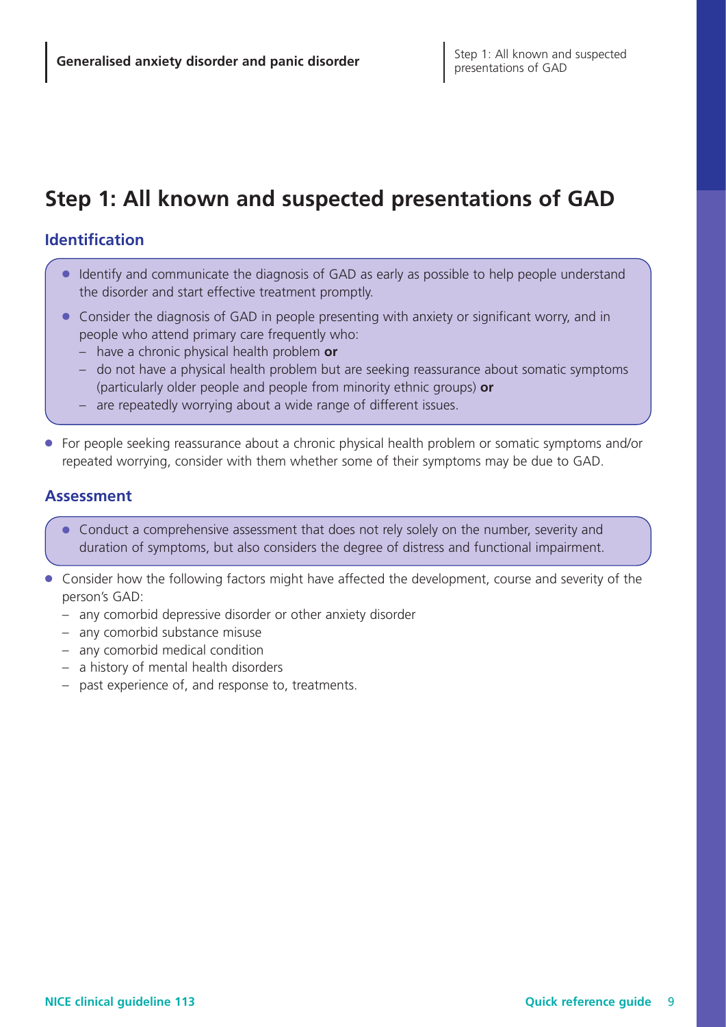# Step 1: All known and suspected presentations of GAD

## Identification

- Identify and communicate the diagnosis of GAD as early as possible to help people understand the disorder and start effective treatment promptly.
- Consider the diagnosis of GAD in people presenting with anxiety or significant worry, and in people who attend primary care frequently who:
  - have a chronic physical health problem **or**
  - do not have a physical health problem but are seeking reassurance about somatic symptoms (particularly older people and people from minority ethnic groups) **or**
  - are repeatedly worrying about a wide range of different issues.
- For people seeking reassurance about a chronic physical health problem or somatic symptoms and/or repeated worrying, consider with them whether some of their symptoms may be due to GAD.

## Assessment

- Conduct a comprehensive assessment that does not rely solely on the number, severity and duration of symptoms, but also considers the degree of distress and functional impairment.
- Consider how the following factors might have affected the development, course and severity of the person's GAD:
  - any comorbid depressive disorder or other anxiety disorder
  - any comorbid substance misuse
  - any comorbid medical condition
  - a history of mental health disorders
  - past experience of, and response to, treatments.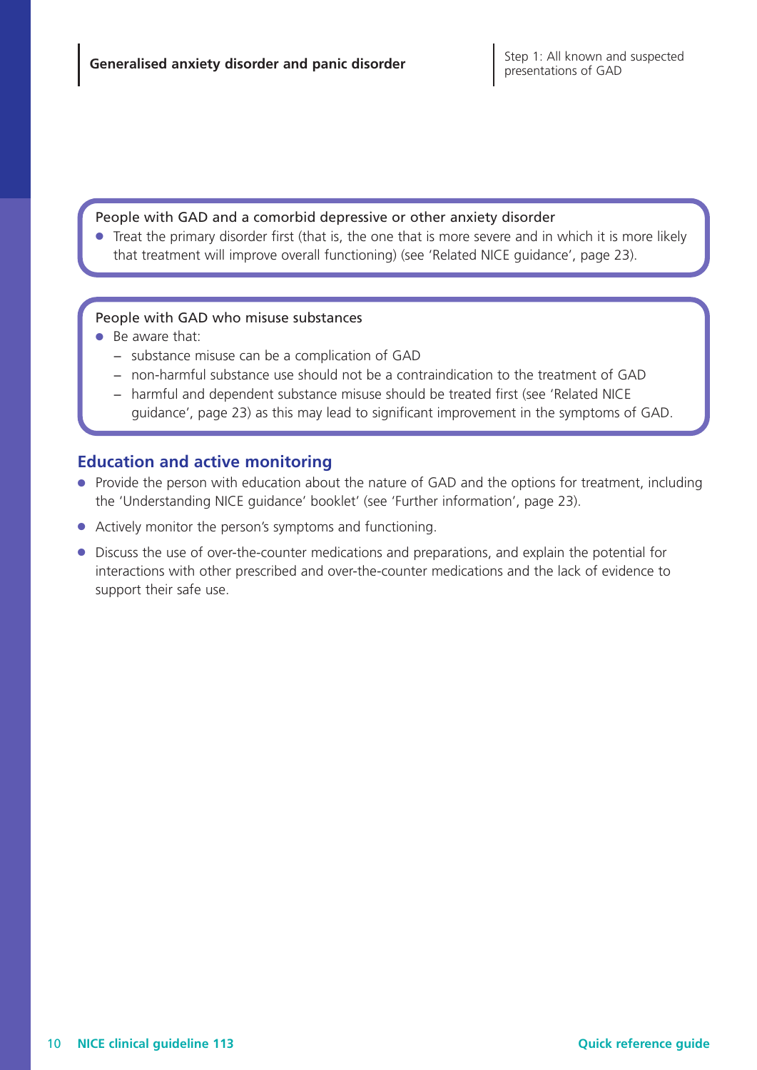People with GAD and a comorbid depressive or other anxiety disorder

- Treat the primary disorder first (that is, the one that is more severe and in which it is more likely that treatment will improve overall functioning) (see 'Related NICE guidance', page 23).

People with GAD who misuse substances

- Be aware that:
  - substance misuse can be a complication of GAD
  - non-harmful substance use should not be a contraindication to the treatment of GAD
  - harmful and dependent substance misuse should be treated first (see 'Related NICE guidance', page 23) as this may lead to significant improvement in the symptoms of GAD.

## Education and active monitoring

- Provide the person with education about the nature of GAD and the options for treatment, including the 'Understanding NICE guidance' booklet' (see 'Further information', page 23).
- Actively monitor the person's symptoms and functioning.
- Discuss the use of over-the-counter medications and preparations, and explain the potential for interactions with other prescribed and over-the-counter medications and the lack of evidence to support their safe use.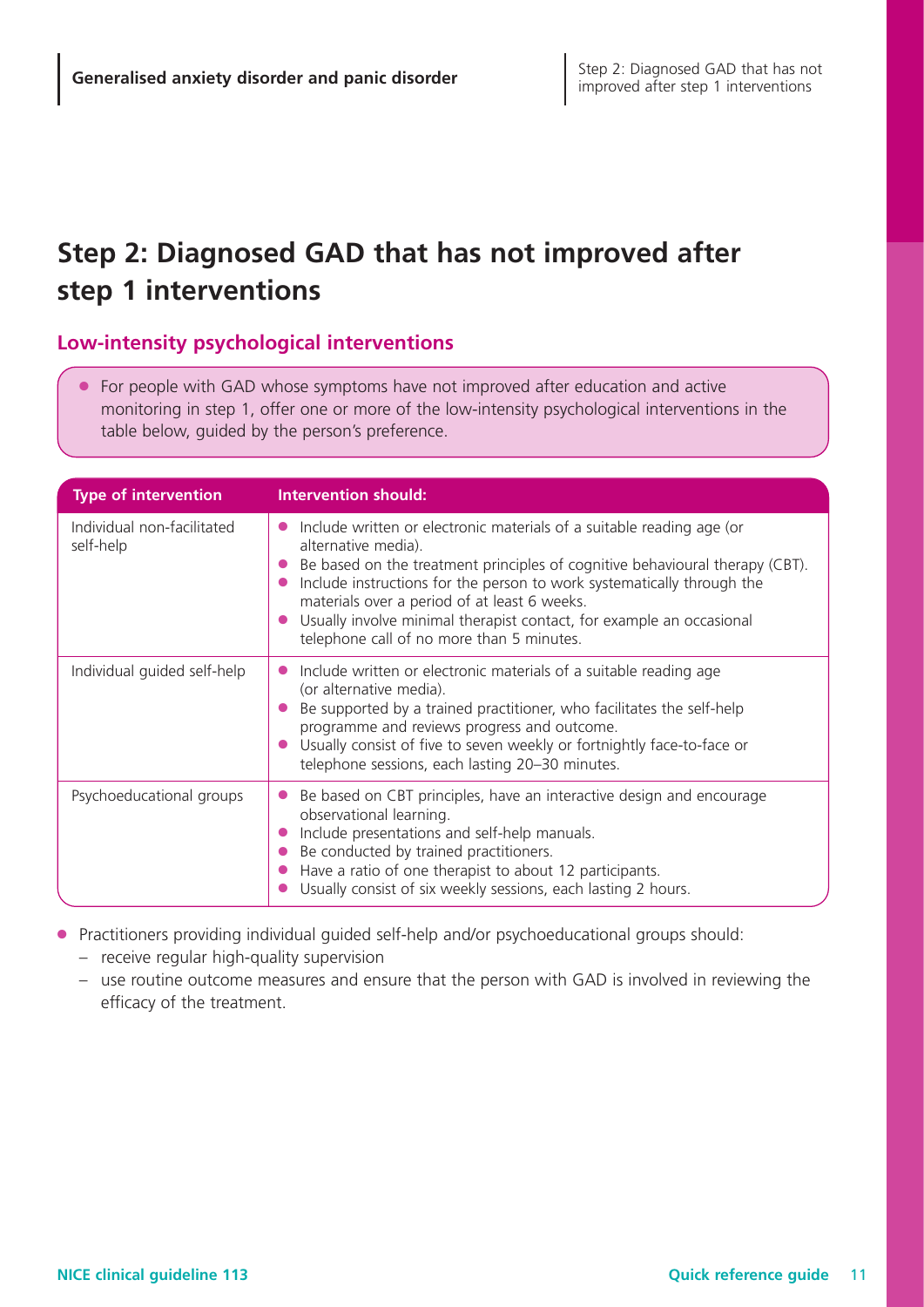# Step 2: Diagnosed GAD that has not improved after step 1 interventions

## Low-intensity psychological interventions

- For people with GAD whose symptoms have not improved after education and active monitoring in step 1, offer one or more of the low-intensity psychological interventions in the table below, guided by the person's preference.

| Type of intervention | Intervention should: |
| --- | --- |
| Individual non-facilitated self-help | • Include written or electronic materials of a suitable reading age (or alternative media).<br>• Be based on the treatment principles of cognitive behavioural therapy (CBT).<br>• Include instructions for the person to work systematically through the materials over a period of at least 6 weeks.<br>• Usually involve minimal therapist contact, for example an occasional telephone call of no more than 5 minutes. |
| Individual guided self-help | • Include written or electronic materials of a suitable reading age (or alternative media).<br>• Be supported by a trained practitioner, who facilitates the self-help programme and reviews progress and outcome.<br>• Usually consist of five to seven weekly or fortnightly face-to-face or telephone sessions, each lasting 20–30 minutes. |
| Psychoeducational groups | • Be based on CBT principles, have an interactive design and encourage observational learning.<br>• Include presentations and self-help manuals.<br>• Be conducted by trained practitioners.<br>• Have a ratio of one therapist to about 12 participants.<br>• Usually consist of six weekly sessions, each lasting 2 hours. |

- Practitioners providing individual guided self-help and/or psychoeducational groups should:
  - receive regular high-quality supervision
  - use routine outcome measures and ensure that the person with GAD is involved in reviewing the efficacy of the treatment.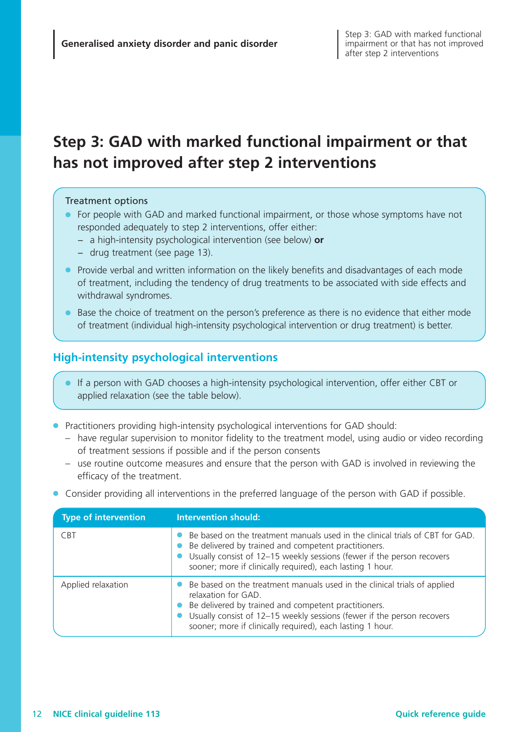# Step 3: GAD with marked functional impairment or that has not improved after step 2 interventions

Treatment options

- For people with GAD and marked functional impairment, or those whose symptoms have not responded adequately to step 2 interventions, offer either:
  - a high-intensity psychological intervention (see below) **or**
  - drug treatment (see page 13).
- Provide verbal and written information on the likely benefits and disadvantages of each mode of treatment, including the tendency of drug treatments to be associated with side effects and withdrawal syndromes.
- Base the choice of treatment on the person's preference as there is no evidence that either mode of treatment (individual high-intensity psychological intervention or drug treatment) is better.

## High-intensity psychological interventions

- If a person with GAD chooses a high-intensity psychological intervention, offer either CBT or applied relaxation (see the table below).

- Practitioners providing high-intensity psychological interventions for GAD should:
  - have regular supervision to monitor fidelity to the treatment model, using audio or video recording of treatment sessions if possible and if the person consents
  - use routine outcome measures and ensure that the person with GAD is involved in reviewing the efficacy of the treatment.
- Consider providing all interventions in the preferred language of the person with GAD if possible.

| Type of intervention | Intervention should: |
| --- | --- |
| CBT | • Be based on the treatment manuals used in the clinical trials of CBT for GAD.<br>• Be delivered by trained and competent practitioners.<br>• Usually consist of 12–15 weekly sessions (fewer if the person recovers sooner; more if clinically required), each lasting 1 hour. |
| Applied relaxation | • Be based on the treatment manuals used in the clinical trials of applied relaxation for GAD.<br>• Be delivered by trained and competent practitioners.<br>• Usually consist of 12–15 weekly sessions (fewer if the person recovers sooner; more if clinically required), each lasting 1 hour. |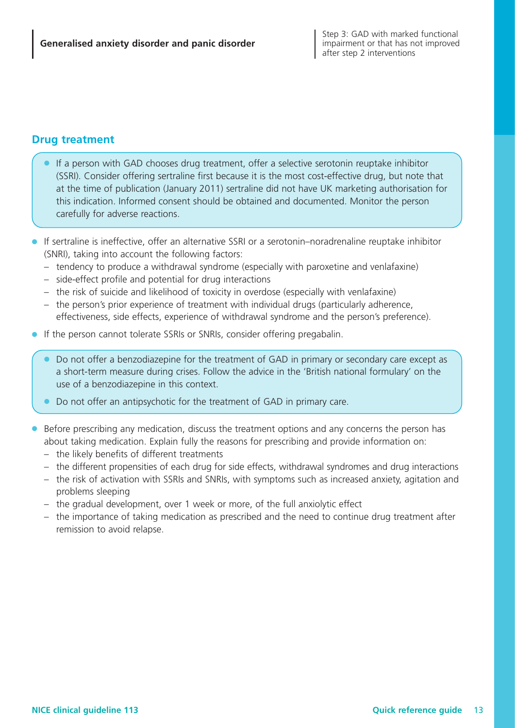## Drug treatment

- If a person with GAD chooses drug treatment, offer a selective serotonin reuptake inhibitor (SSRI). Consider offering sertraline first because it is the most cost-effective drug, but note that at the time of publication (January 2011) sertraline did not have UK marketing authorisation for this indication. Informed consent should be obtained and documented. Monitor the person carefully for adverse reactions.

- If sertraline is ineffective, offer an alternative SSRI or a serotonin–noradrenaline reuptake inhibitor (SNRI), taking into account the following factors:
  - tendency to produce a withdrawal syndrome (especially with paroxetine and venlafaxine)
  - side-effect profile and potential for drug interactions
  - the risk of suicide and likelihood of toxicity in overdose (especially with venlafaxine)
  - the person's prior experience of treatment with individual drugs (particularly adherence, effectiveness, side effects, experience of withdrawal syndrome and the person's preference).
- If the person cannot tolerate SSRIs or SNRIs, consider offering pregabalin.

- Do not offer a benzodiazepine for the treatment of GAD in primary or secondary care except as a short-term measure during crises. Follow the advice in the 'British national formulary' on the use of a benzodiazepine in this context.
- Do not offer an antipsychotic for the treatment of GAD in primary care.

- Before prescribing any medication, discuss the treatment options and any concerns the person has about taking medication. Explain fully the reasons for prescribing and provide information on:
  - the likely benefits of different treatments
  - the different propensities of each drug for side effects, withdrawal syndromes and drug interactions
  - the risk of activation with SSRIs and SNRIs, with symptoms such as increased anxiety, agitation and problems sleeping
  - the gradual development, over 1 week or more, of the full anxiolytic effect
  - the importance of taking medication as prescribed and the need to continue drug treatment after remission to avoid relapse.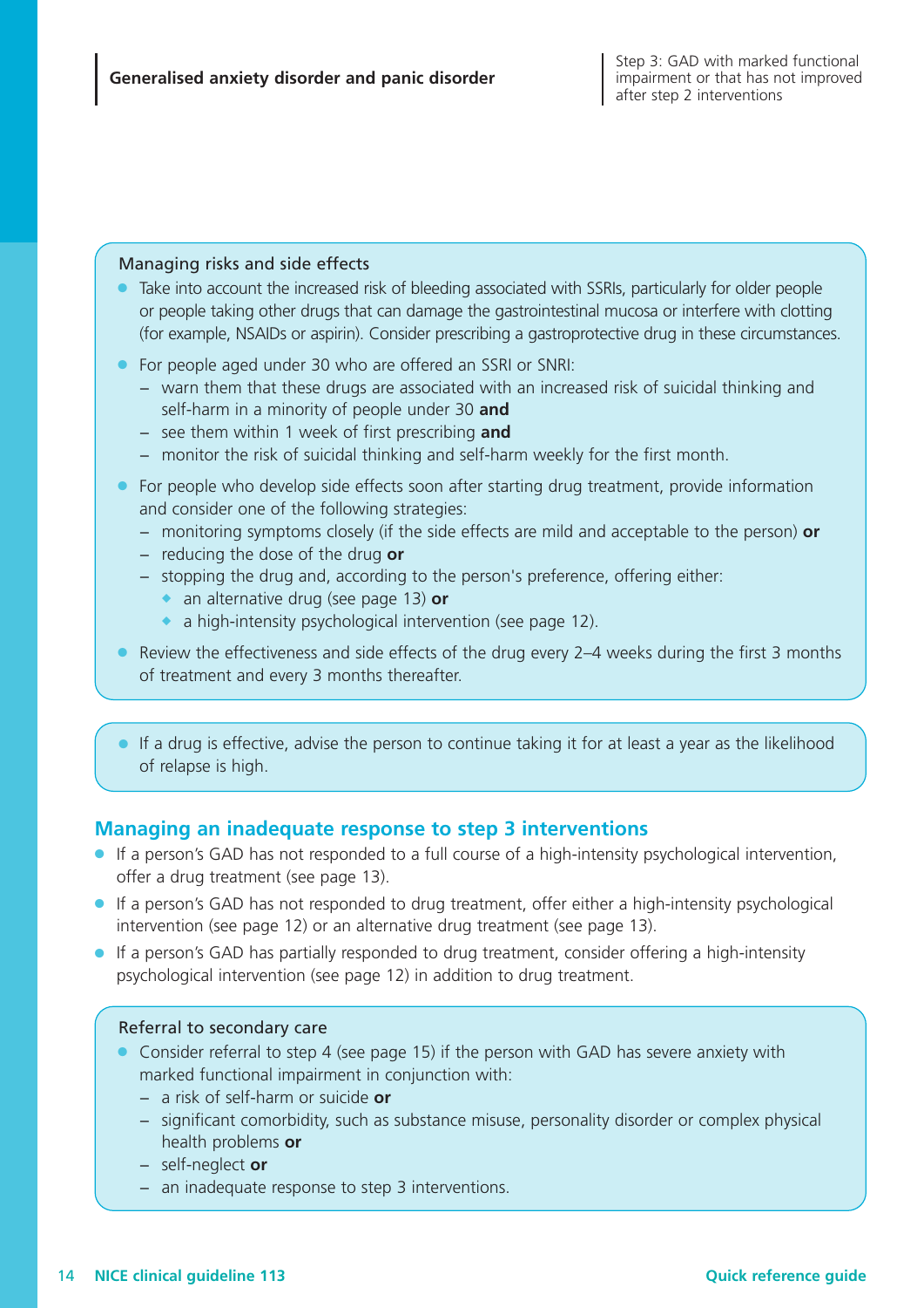### Managing risks and side effects

- Take into account the increased risk of bleeding associated with SSRIs, particularly for older people or people taking other drugs that can damage the gastrointestinal mucosa or interfere with clotting (for example, NSAIDs or aspirin). Consider prescribing a gastroprotective drug in these circumstances.
- For people aged under 30 who are offered an SSRI or SNRI:
  - warn them that these drugs are associated with an increased risk of suicidal thinking and self-harm in a minority of people under 30 **and**
  - see them within 1 week of first prescribing **and**
  - monitor the risk of suicidal thinking and self-harm weekly for the first month.
- For people who develop side effects soon after starting drug treatment, provide information and consider one of the following strategies:
  - monitoring symptoms closely (if the side effects are mild and acceptable to the person) **or**
  - reducing the dose of the drug **or**
  - stopping the drug and, according to the person's preference, offering either:
    - an alternative drug (see page 13) **or**
    - a high-intensity psychological intervention (see page 12).
- Review the effectiveness and side effects of the drug every 2–4 weeks during the first 3 months of treatment and every 3 months thereafter.

- If a drug is effective, advise the person to continue taking it for at least a year as the likelihood of relapse is high.

## Managing an inadequate response to step 3 interventions

- If a person's GAD has not responded to a full course of a high-intensity psychological intervention, offer a drug treatment (see page 13).
- If a person's GAD has not responded to drug treatment, offer either a high-intensity psychological intervention (see page 12) or an alternative drug treatment (see page 13).
- If a person's GAD has partially responded to drug treatment, consider offering a high-intensity psychological intervention (see page 12) in addition to drug treatment.

### Referral to secondary care

- Consider referral to step 4 (see page 15) if the person with GAD has severe anxiety with marked functional impairment in conjunction with:
  - a risk of self-harm or suicide **or**
  - significant comorbidity, such as substance misuse, personality disorder or complex physical health problems **or**
  - self-neglect **or**
  - an inadequate response to step 3 interventions.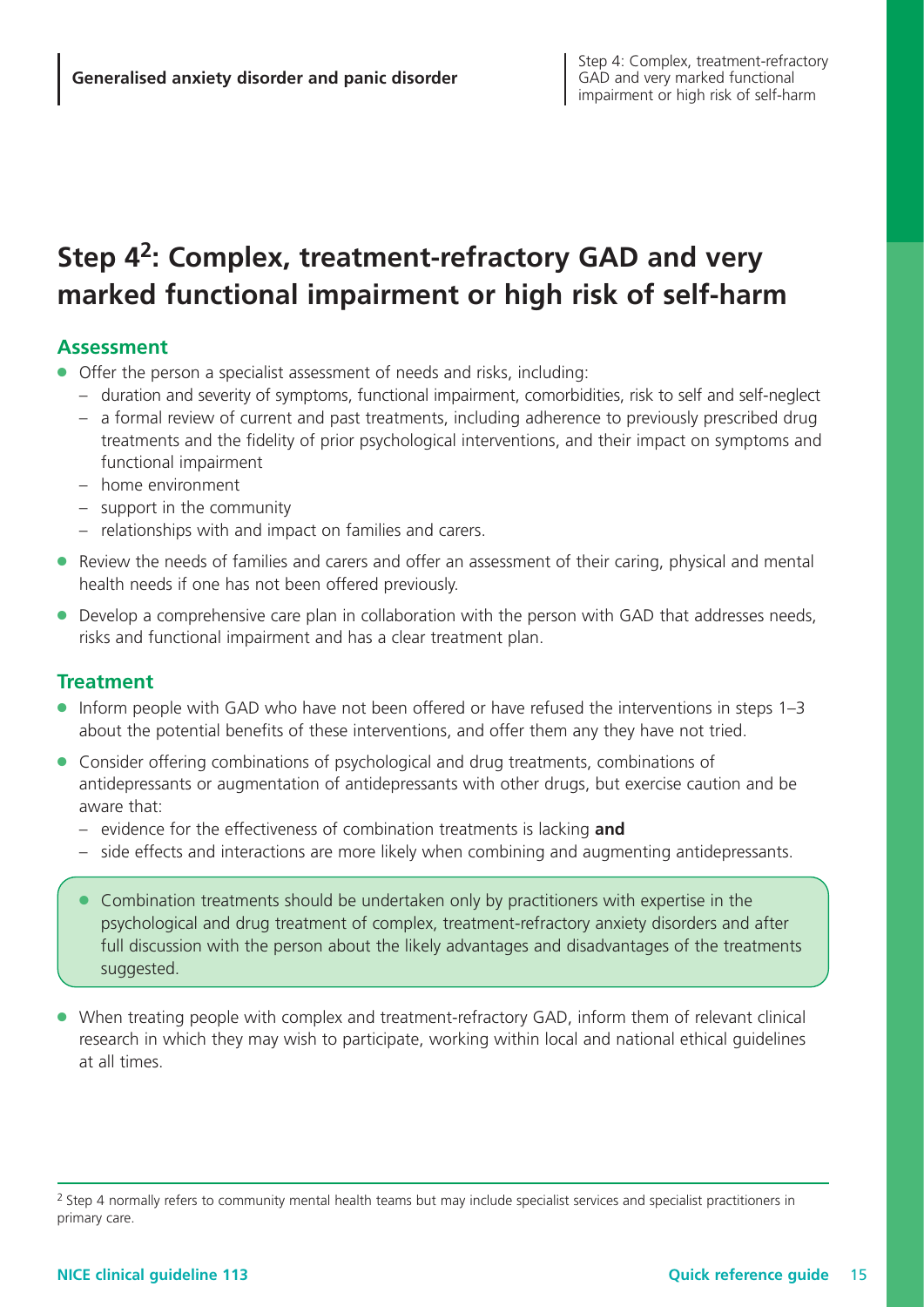# Step 4[2]: Complex, treatment-refractory GAD and very marked functional impairment or high risk of self-harm

## Assessment

- Offer the person a specialist assessment of needs and risks, including:
  - duration and severity of symptoms, functional impairment, comorbidities, risk to self and self-neglect
  - a formal review of current and past treatments, including adherence to previously prescribed drug treatments and the fidelity of prior psychological interventions, and their impact on symptoms and functional impairment
  - home environment
  - support in the community
  - relationships with and impact on families and carers.
- Review the needs of families and carers and offer an assessment of their caring, physical and mental health needs if one has not been offered previously.
- Develop a comprehensive care plan in collaboration with the person with GAD that addresses needs, risks and functional impairment and has a clear treatment plan.

## Treatment

- Inform people with GAD who have not been offered or have refused the interventions in steps 1–3 about the potential benefits of these interventions, and offer them any they have not tried.
- Consider offering combinations of psychological and drug treatments, combinations of antidepressants or augmentation of antidepressants with other drugs, but exercise caution and be aware that:
  - evidence for the effectiveness of combination treatments is lacking **and**
  - side effects and interactions are more likely when combining and augmenting antidepressants.

- Combination treatments should be undertaken only by practitioners with expertise in the psychological and drug treatment of complex, treatment-refractory anxiety disorders and after full discussion with the person about the likely advantages and disadvantages of the treatments suggested.

- When treating people with complex and treatment-refractory GAD, inform them of relevant clinical research in which they may wish to participate, working within local and national ethical guidelines at all times.

---

[2] Step 4 normally refers to community mental health teams but may include specialist services and specialist practitioners in primary care.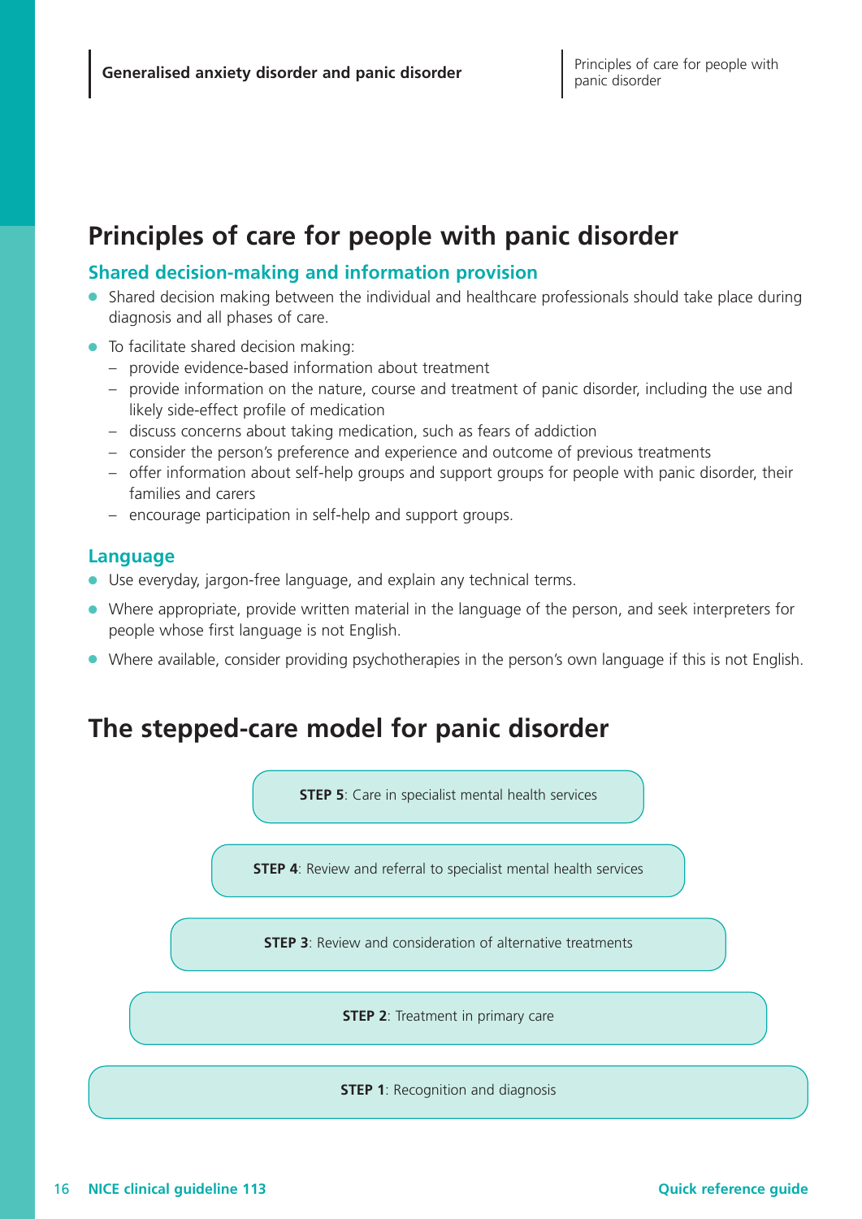# Principles of care for people with panic disorder

## Shared decision-making and information provision

- Shared decision making between the individual and healthcare professionals should take place during diagnosis and all phases of care.
- To facilitate shared decision making:
  - provide evidence-based information about treatment
  - provide information on the nature, course and treatment of panic disorder, including the use and likely side-effect profile of medication
  - discuss concerns about taking medication, such as fears of addiction
  - consider the person's preference and experience and outcome of previous treatments
  - offer information about self-help groups and support groups for people with panic disorder, their families and carers
  - encourage participation in self-help and support groups.

## Language

- Use everyday, jargon-free language, and explain any technical terms.
- Where appropriate, provide written material in the language of the person, and seek interpreters for people whose first language is not English.
- Where available, consider providing psychotherapies in the person's own language if this is not English.

# The stepped-care model for panic disorder

**STEP 5**: Care in specialist mental health services

**STEP 4**: Review and referral to specialist mental health services

**STEP 3**: Review and consideration of alternative treatments

**STEP 2**: Treatment in primary care

**STEP 1**: Recognition and diagnosis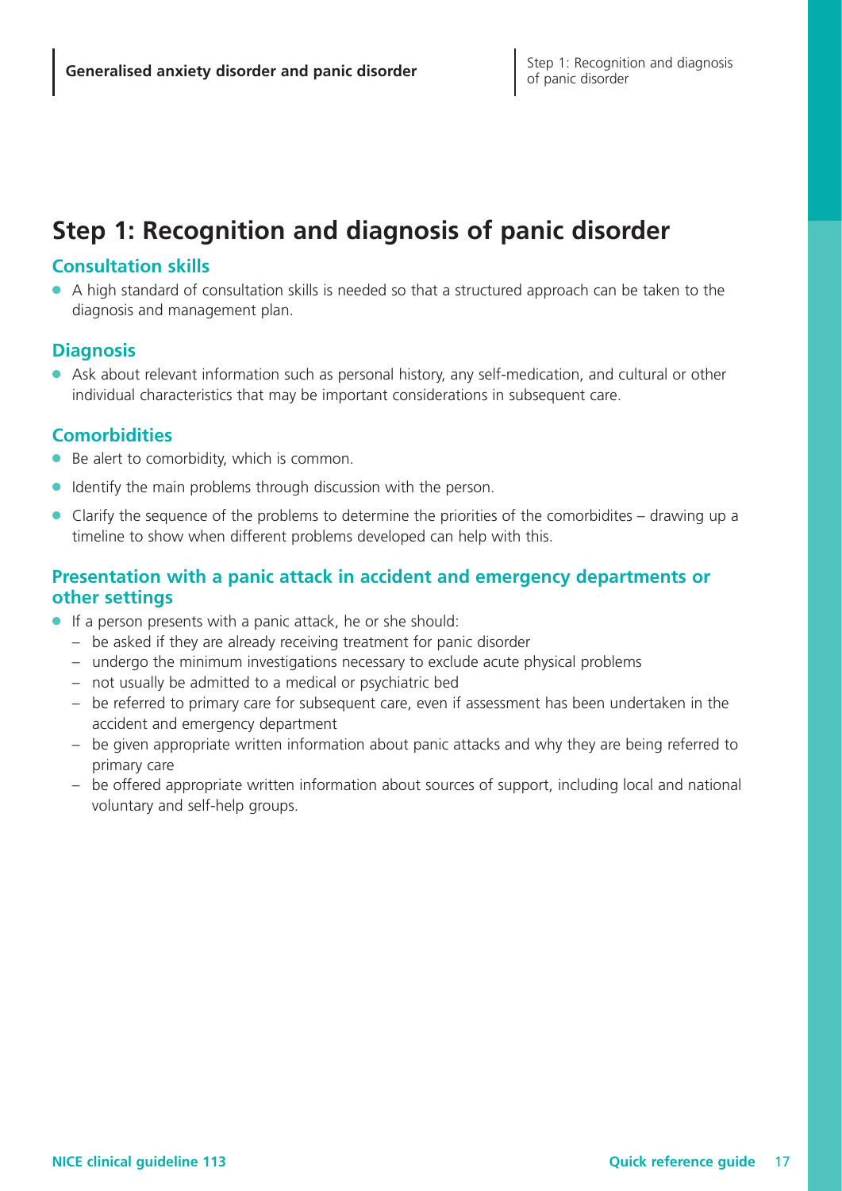# Step 1: Recognition and diagnosis of panic disorder

## Consultation skills

- A high standard of consultation skills is needed so that a structured approach can be taken to the diagnosis and management plan.

## Diagnosis

- Ask about relevant information such as personal history, any self-medication, and cultural or other individual characteristics that may be important considerations in subsequent care.

## Comorbidities

- Be alert to comorbidity, which is common.
- Identify the main problems through discussion with the person.
- Clarify the sequence of the problems to determine the priorities of the comorbidites – drawing up a timeline to show when different problems developed can help with this.

## Presentation with a panic attack in accident and emergency departments or other settings

- If a person presents with a panic attack, he or she should:
  - be asked if they are already receiving treatment for panic disorder
  - undergo the minimum investigations necessary to exclude acute physical problems
  - not usually be admitted to a medical or psychiatric bed
  - be referred to primary care for subsequent care, even if assessment has been undertaken in the accident and emergency department
  - be given appropriate written information about panic attacks and why they are being referred to primary care
  - be offered appropriate written information about sources of support, including local and national voluntary and self-help groups.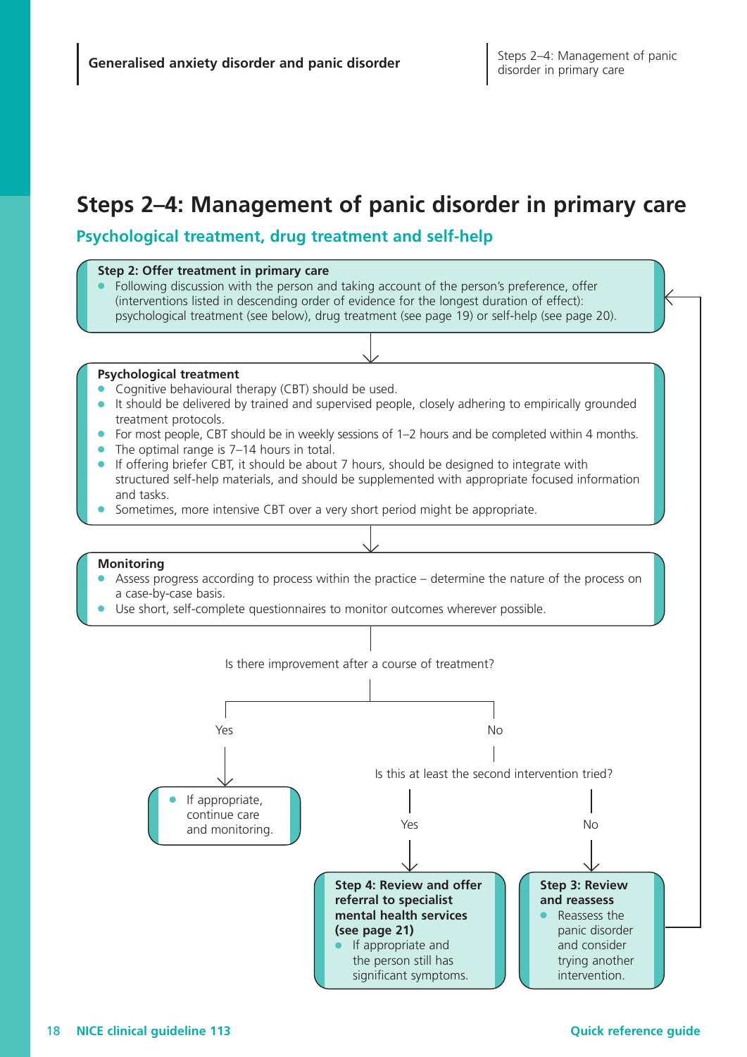# Steps 2–4: Management of panic disorder in primary care

## Psychological treatment, drug treatment and self-help

**Step 2: Offer treatment in primary care**

- Following discussion with the person and taking account of the person's preference, offer (interventions listed in descending order of evidence for the longest duration of effect): psychological treatment (see below), drug treatment (see page 19) or self-help (see page 20).

**Psychological treatment**

- Cognitive behavioural therapy (CBT) should be used.
- It should be delivered by trained and supervised people, closely adhering to empirically grounded treatment protocols.
- For most people, CBT should be in weekly sessions of 1–2 hours and be completed within 4 months.
- The optimal range is 7–14 hours in total.
- If offering briefer CBT, it should be about 7 hours, should be designed to integrate with structured self-help materials, and should be supplemented with appropriate focused information and tasks.
- Sometimes, more intensive CBT over a very short period might be appropriate.

**Monitoring**

- Assess progress according to process within the practice – determine the nature of the process on a case-by-case basis.
- Use short, self-complete questionnaires to monitor outcomes wherever possible.

Is there improvement after a course of treatment?

- **Yes**
  - If appropriate, continue care and monitoring.
- **No** – Is this at least the second intervention tried?
  - **Yes** – **Step 4: Review and offer referral to specialist mental health services (see page 21)**
    - If appropriate and the person still has significant symptoms.
  - **No** – **Step 3: Review and reassess**
    - Reassess the panic disorder and consider trying another intervention. (Return to Step 2.)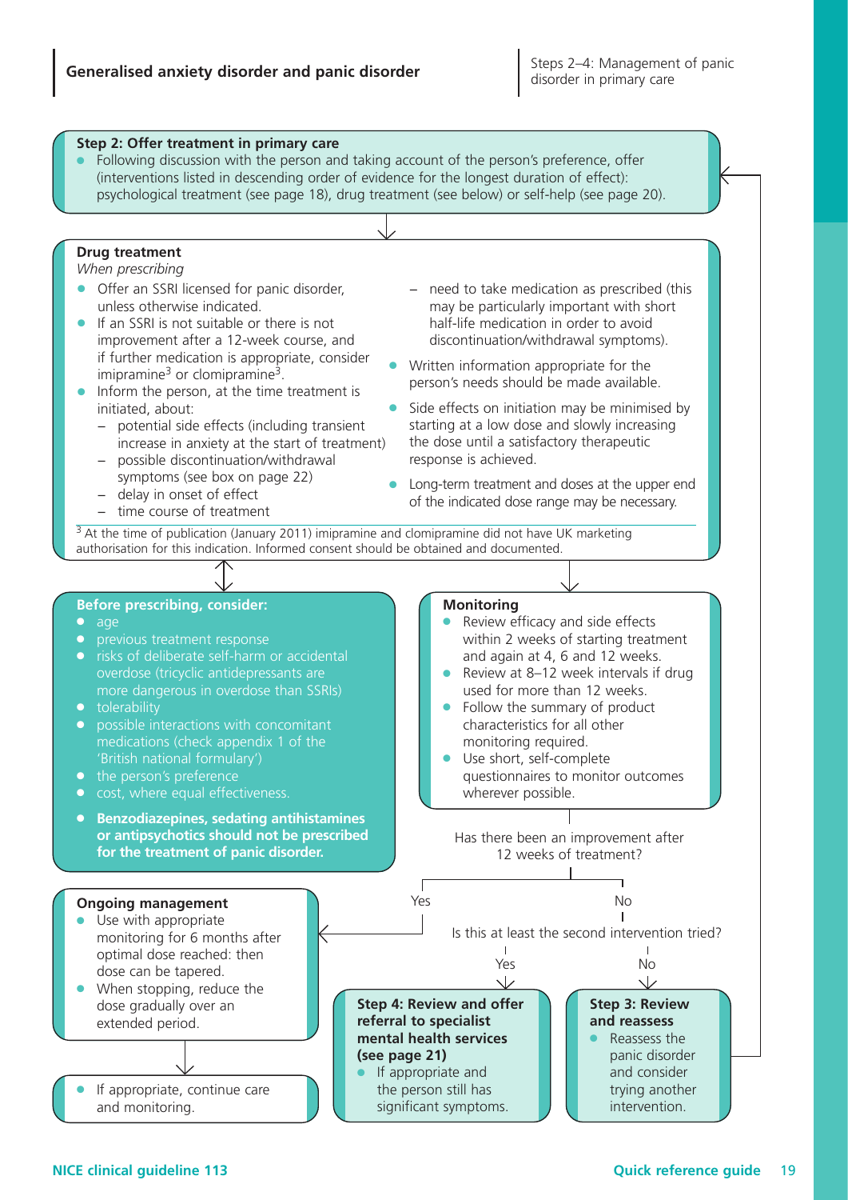## Step 2: Offer treatment in primary care

- Following discussion with the person and taking account of the person's preference, offer (interventions listed in descending order of evidence for the longest duration of effect): psychological treatment (see page 18), drug treatment (see below) or self-help (see page 20).

## Drug treatment

*When prescribing*

- Offer an SSRI licensed for panic disorder, unless otherwise indicated.
- If an SSRI is not suitable or there is not improvement after a 12-week course, and if further medication is appropriate, consider imipramine[3] or clomipramine[3].
- Inform the person, at the time treatment is initiated, about:
  - potential side effects (including transient increase in anxiety at the start of treatment)
  - possible discontinuation/withdrawal symptoms (see box on page 22)
  - delay in onset of effect
  - time course of treatment
  - need to take medication as prescribed (this may be particularly important with short half-life medication in order to avoid discontinuation/withdrawal symptoms).
- Written information appropriate for the person's needs should be made available.
- Side effects on initiation may be minimised by starting at a low dose and slowly increasing the dose until a satisfactory therapeutic response is achieved.
- Long-term treatment and doses at the upper end of the indicated dose range may be necessary.

[3] At the time of publication (January 2011) imipramine and clomipramine did not have UK marketing authorisation for this indication. Informed consent should be obtained and documented.

## Before prescribing, consider:

- age
- previous treatment response
- risks of deliberate self-harm or accidental overdose (tricyclic antidepressants are more dangerous in overdose than SSRIs)
- tolerability
- possible interactions with concomitant medications (check appendix 1 of the 'British national formulary')
- the person's preference
- cost, where equal effectiveness.
- **Benzodiazepines, sedating antihistamines or antipsychotics should not be prescribed for the treatment of panic disorder.**

## Monitoring

- Review efficacy and side effects within 2 weeks of starting treatment and again at 4, 6 and 12 weeks.
- Review at 8–12 week intervals if drug used for more than 12 weeks.
- Follow the summary of product characteristics for all other monitoring required.
- Use short, self-complete questionnaires to monitor outcomes wherever possible.

Has there been an improvement after 12 weeks of treatment?

- **Yes** → Ongoing management
- **No** → Is this at least the second intervention tried?
  - **Yes** → Step 4
  - **No** → Step 3

## Ongoing management

- Use with appropriate monitoring for 6 months after optimal dose reached: then dose can be tapered.
- When stopping, reduce the dose gradually over an extended period.

→

- If appropriate, continue care and monitoring.

## Step 4: Review and offer referral to specialist mental health services (see page 21)

- If appropriate and the person still has significant symptoms.

## Step 3: Review and reassess

- Reassess the panic disorder and consider trying another intervention. (→ return to Step 2)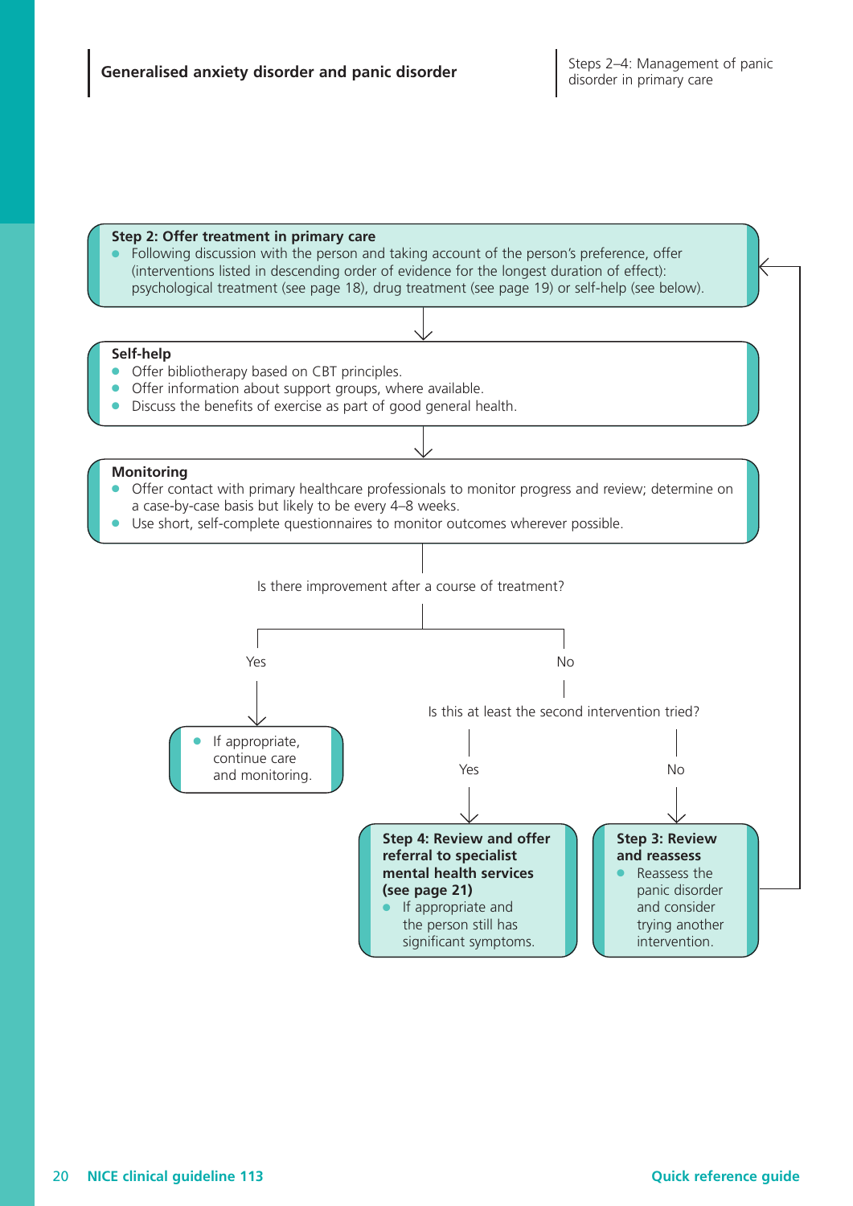**Step 2: Offer treatment in primary care**

- Following discussion with the person and taking account of the person's preference, offer (interventions listed in descending order of evidence for the longest duration of effect): psychological treatment (see page 18), drug treatment (see page 19) or self-help (see below).

**Self-help**

- Offer bibliotherapy based on CBT principles.
- Offer information about support groups, where available.
- Discuss the benefits of exercise as part of good general health.

**Monitoring**

- Offer contact with primary healthcare professionals to monitor progress and review; determine on a case-by-case basis but likely to be every 4–8 weeks.
- Use short, self-complete questionnaires to monitor outcomes wherever possible.

Is there improvement after a course of treatment?

Yes

- If appropriate, continue care and monitoring.

No

Is this at least the second intervention tried?

Yes

**Step 4: Review and offer referral to specialist mental health services (see page 21)**

- If appropriate and the person still has significant symptoms.

No

**Step 3: Review and reassess**

- Reassess the panic disorder and consider trying another intervention.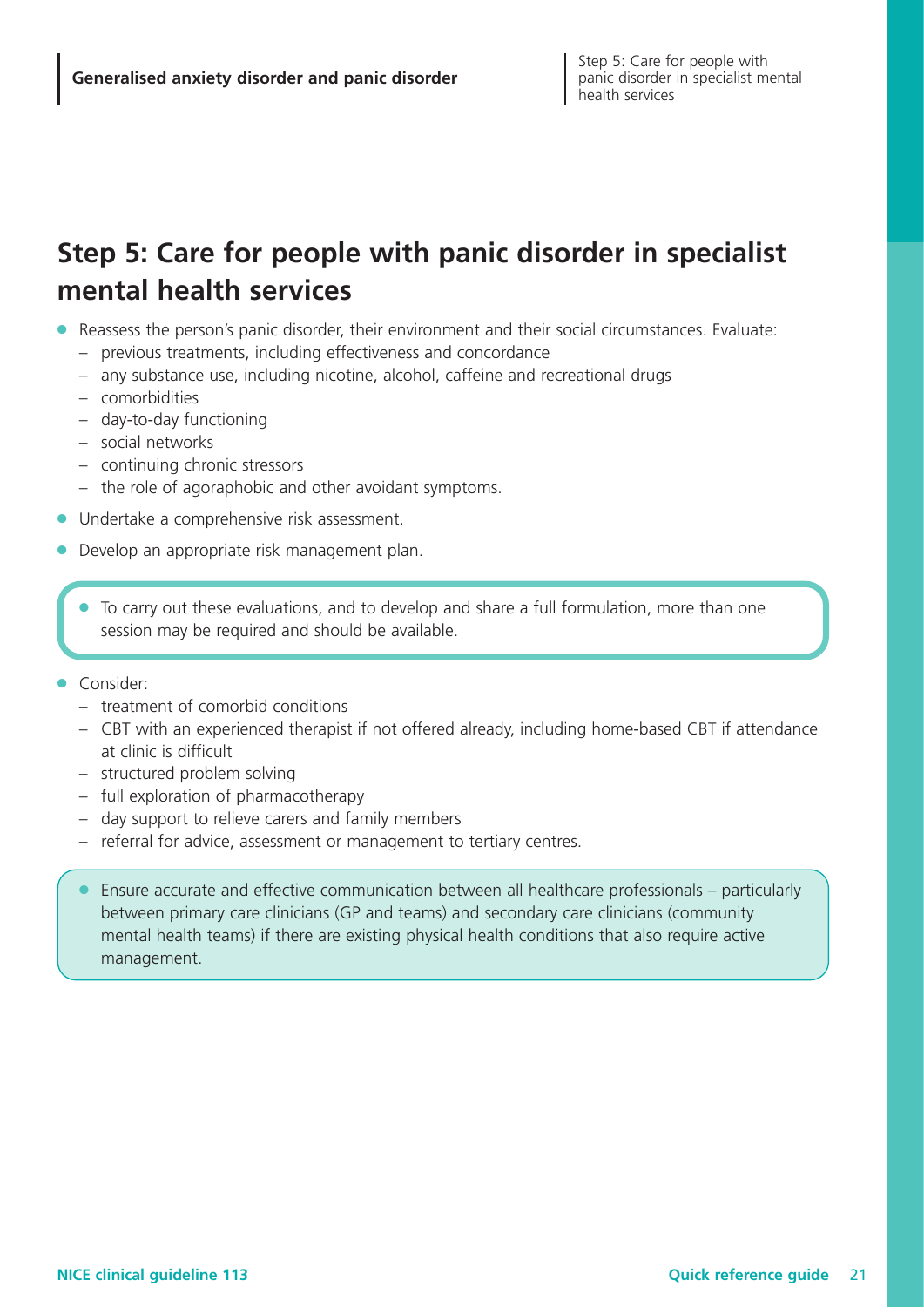# Step 5: Care for people with panic disorder in specialist mental health services

- Reassess the person's panic disorder, their environment and their social circumstances. Evaluate:
  - previous treatments, including effectiveness and concordance
  - any substance use, including nicotine, alcohol, caffeine and recreational drugs
  - comorbidities
  - day-to-day functioning
  - social networks
  - continuing chronic stressors
  - the role of agoraphobic and other avoidant symptoms.
- Undertake a comprehensive risk assessment.
- Develop an appropriate risk management plan.

- To carry out these evaluations, and to develop and share a full formulation, more than one session may be required and should be available.

- Consider:
  - treatment of comorbid conditions
  - CBT with an experienced therapist if not offered already, including home-based CBT if attendance at clinic is difficult
  - structured problem solving
  - full exploration of pharmacotherapy
  - day support to relieve carers and family members
  - referral for advice, assessment or management to tertiary centres.

- Ensure accurate and effective communication between all healthcare professionals – particularly between primary care clinicians (GP and teams) and secondary care clinicians (community mental health teams) if there are existing physical health conditions that also require active management.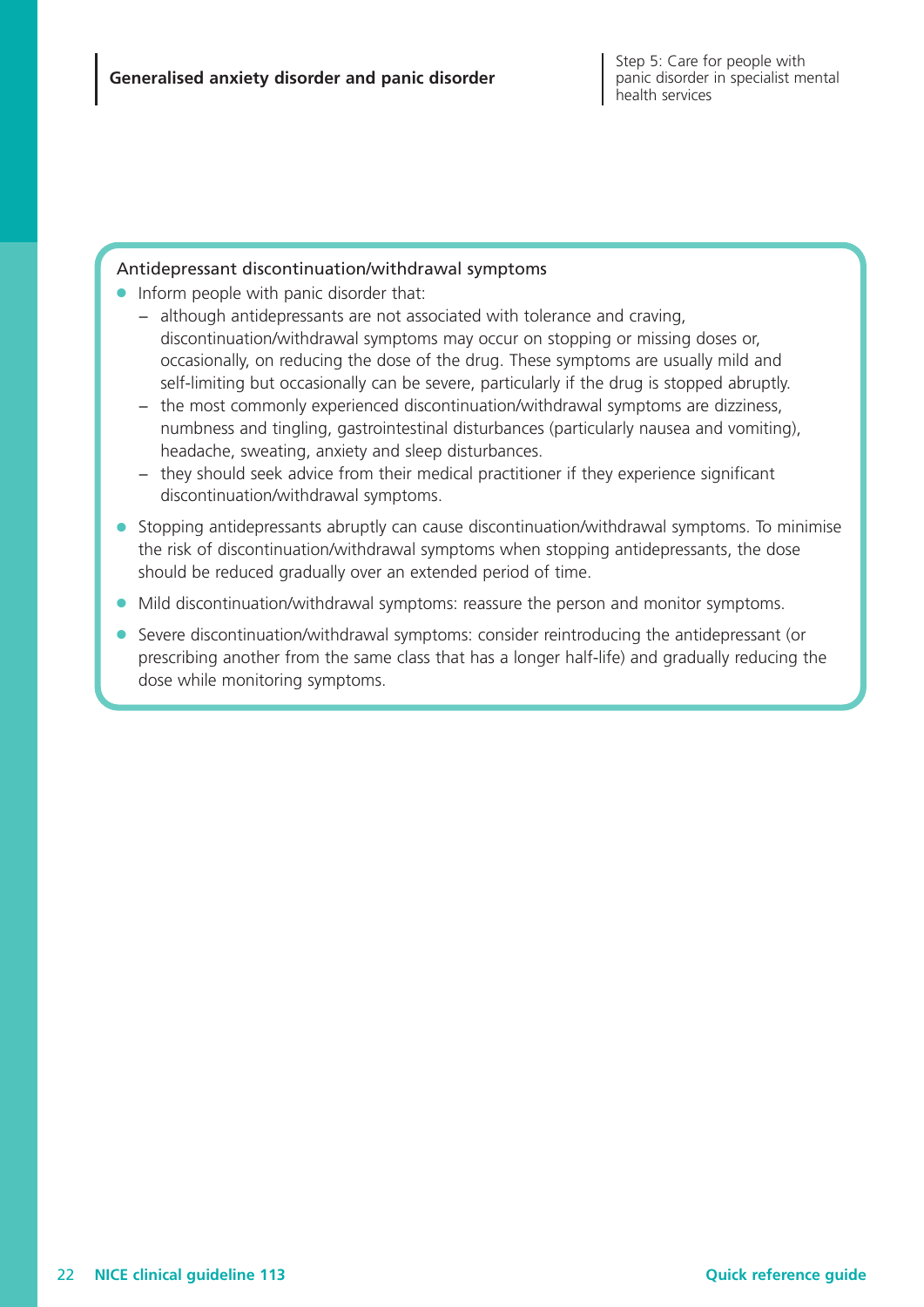### Antidepressant discontinuation/withdrawal symptoms

- Inform people with panic disorder that:
  - although antidepressants are not associated with tolerance and craving, discontinuation/withdrawal symptoms may occur on stopping or missing doses or, occasionally, on reducing the dose of the drug. These symptoms are usually mild and self-limiting but occasionally can be severe, particularly if the drug is stopped abruptly.
  - the most commonly experienced discontinuation/withdrawal symptoms are dizziness, numbness and tingling, gastrointestinal disturbances (particularly nausea and vomiting), headache, sweating, anxiety and sleep disturbances.
  - they should seek advice from their medical practitioner if they experience significant discontinuation/withdrawal symptoms.
- Stopping antidepressants abruptly can cause discontinuation/withdrawal symptoms. To minimise the risk of discontinuation/withdrawal symptoms when stopping antidepressants, the dose should be reduced gradually over an extended period of time.
- Mild discontinuation/withdrawal symptoms: reassure the person and monitor symptoms.
- Severe discontinuation/withdrawal symptoms: consider reintroducing the antidepressant (or prescribing another from the same class that has a longer half-life) and gradually reducing the dose while monitoring symptoms.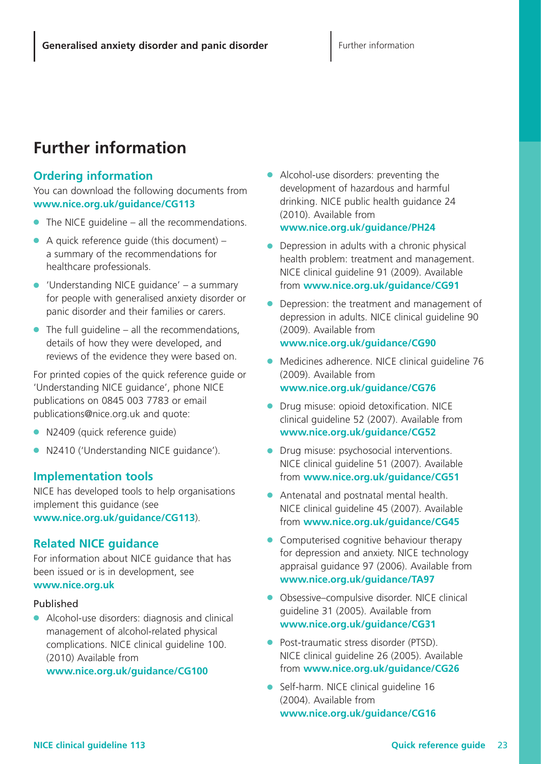# Further information

## Ordering information

You can download the following documents from **www.nice.org.uk/guidance/CG113**

- The NICE guideline – all the recommendations.
- A quick reference guide (this document) – a summary of the recommendations for healthcare professionals.
- 'Understanding NICE guidance' – a summary for people with generalised anxiety disorder or panic disorder and their families or carers.
- The full guideline – all the recommendations, details of how they were developed, and reviews of the evidence they were based on.

For printed copies of the quick reference guide or 'Understanding NICE guidance', phone NICE publications on 0845 003 7783 or email publications@nice.org.uk and quote:

- N2409 (quick reference guide)
- N2410 ('Understanding NICE guidance').

## Implementation tools

NICE has developed tools to help organisations implement this guidance (see **www.nice.org.uk/guidance/CG113**).

## Related NICE guidance

For information about NICE guidance that has been issued or is in development, see **www.nice.org.uk**

Published

- Alcohol-use disorders: diagnosis and clinical management of alcohol-related physical complications. NICE clinical guideline 100. (2010) Available from **www.nice.org.uk/guidance/CG100**
- Alcohol-use disorders: preventing the development of hazardous and harmful drinking. NICE public health guidance 24 (2010). Available from **www.nice.org.uk/guidance/PH24**
- Depression in adults with a chronic physical health problem: treatment and management. NICE clinical guideline 91 (2009). Available from **www.nice.org.uk/guidance/CG91**
- Depression: the treatment and management of depression in adults. NICE clinical guideline 90 (2009). Available from **www.nice.org.uk/guidance/CG90**
- Medicines adherence. NICE clinical guideline 76 (2009). Available from **www.nice.org.uk/guidance/CG76**
- Drug misuse: opioid detoxification. NICE clinical guideline 52 (2007). Available from **www.nice.org.uk/guidance/CG52**
- Drug misuse: psychosocial interventions. NICE clinical guideline 51 (2007). Available from **www.nice.org.uk/guidance/CG51**
- Antenatal and postnatal mental health. NICE clinical guideline 45 (2007). Available from **www.nice.org.uk/guidance/CG45**
- Computerised cognitive behaviour therapy for depression and anxiety. NICE technology appraisal guidance 97 (2006). Available from **www.nice.org.uk/guidance/TA97**
- Obsessive–compulsive disorder. NICE clinical guideline 31 (2005). Available from **www.nice.org.uk/guidance/CG31**
- Post-traumatic stress disorder (PTSD). NICE clinical guideline 26 (2005). Available from **www.nice.org.uk/guidance/CG26**
- Self-harm. NICE clinical guideline 16 (2004). Available from **www.nice.org.uk/guidance/CG16**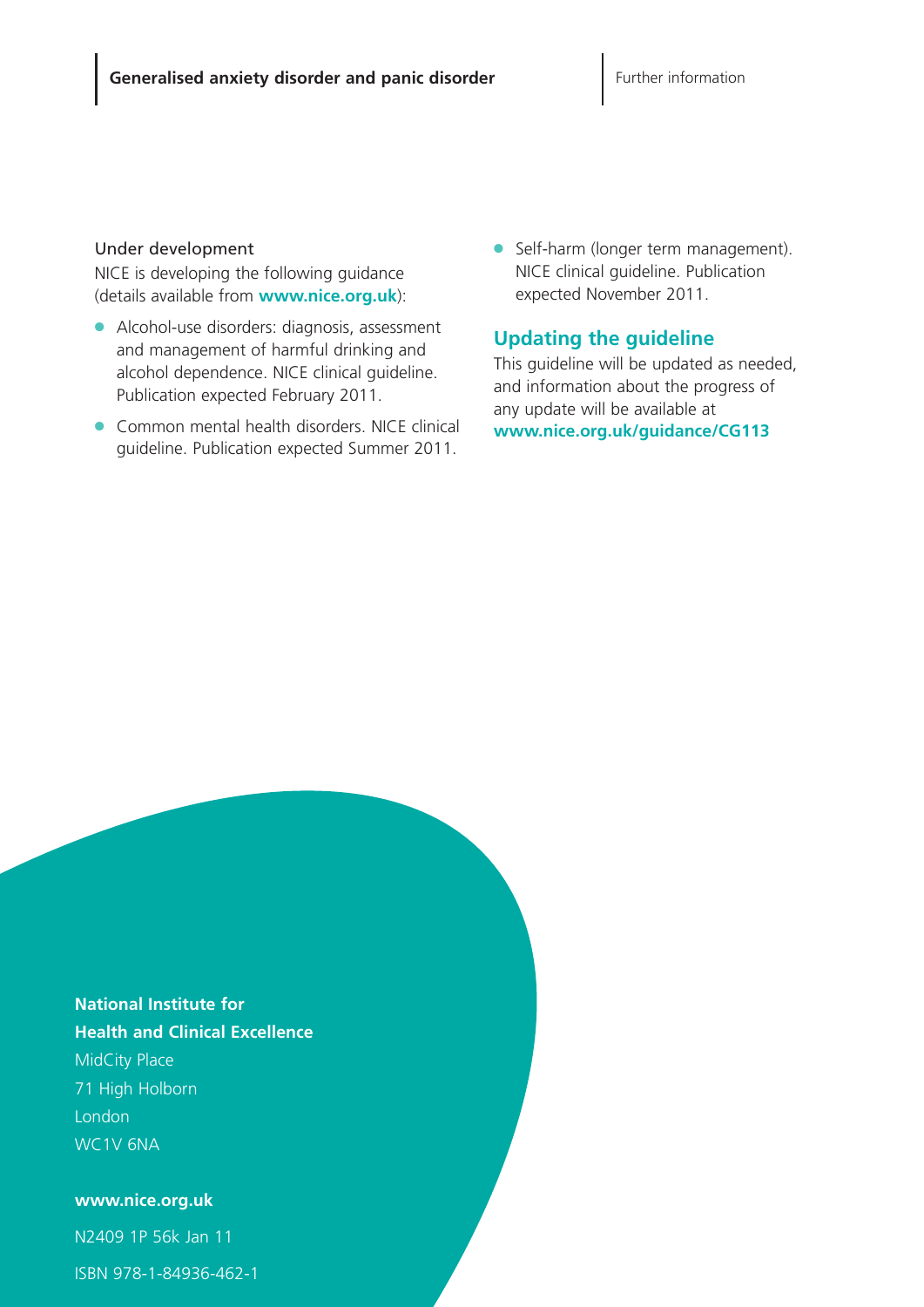### Under development

NICE is developing the following guidance (details available from **www.nice.org.uk**):

- Alcohol-use disorders: diagnosis, assessment and management of harmful drinking and alcohol dependence. NICE clinical guideline. Publication expected February 2011.
- Common mental health disorders. NICE clinical guideline. Publication expected Summer 2011.
- Self-harm (longer term management). NICE clinical guideline. Publication expected November 2011.

## Updating the guideline

This guideline will be updated as needed, and information about the progress of any update will be available at **www.nice.org.uk/guidance/CG113**

**National Institute for Health and Clinical Excellence**
MidCity Place
71 High Holborn
London
WC1V 6NA

**www.nice.org.uk**

N2409 1P 56k Jan 11

ISBN 978-1-84936-462-1